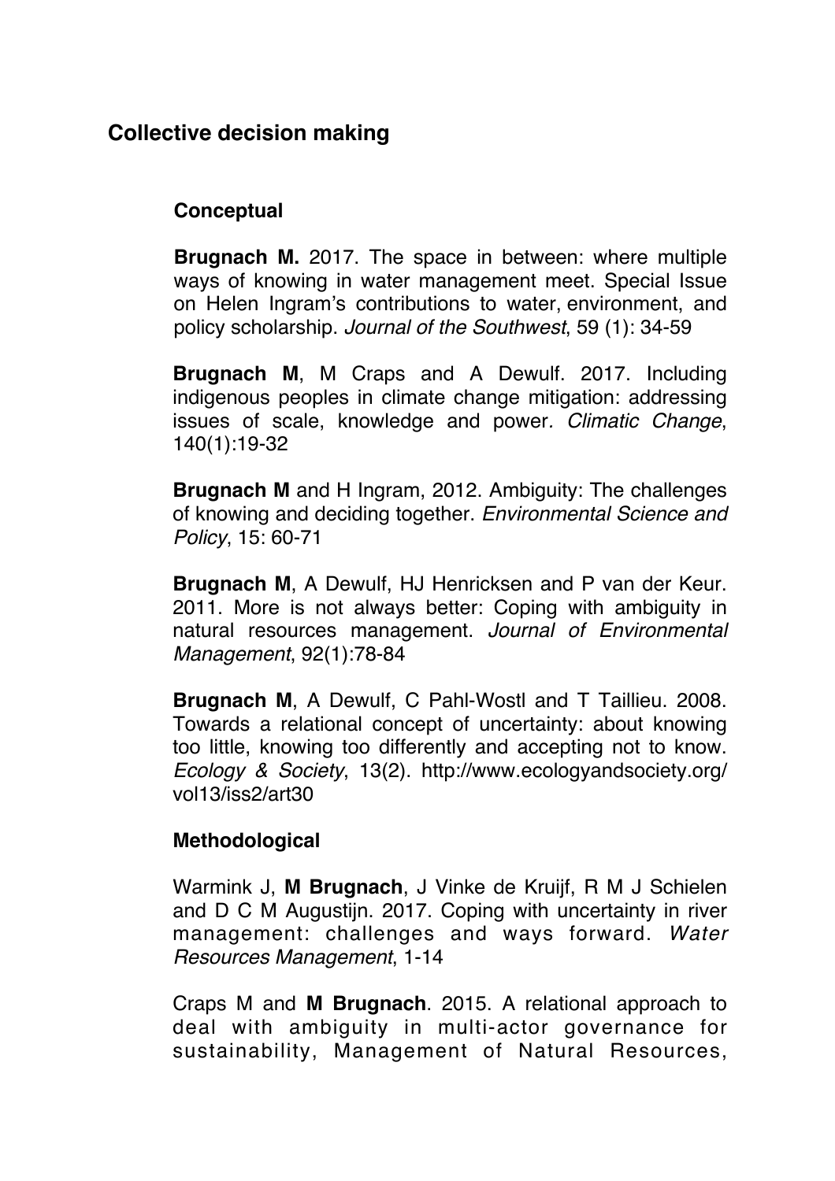## Collective decision making

### Conceptual

**Brugnach M.** 2017. The space in between: where multiple ways of knowing in water management meet. Special Issue on Helen Ingram's contributions to water, environment, and policy scholarship. *Journal of the Southwest*, 59 (1): 34-59

**Brugnach M**, M Craps and A Dewulf. 2017. Including indigenous peoples in climate change mitigation: addressing issues of scale, knowledge and power. *Climatic Change*, 140(1):19-32

**Brugnach M** and H Ingram, 2012. Ambiguity: The challenges of knowing and deciding together. *Environmental Science and Policy*, 15: 60-71

**Brugnach M**, A Dewulf, HJ Henricksen and P van der Keur. 2011. More is not always better: Coping with ambiguity in natural resources management. *Journal of Environmental Management*, 92(1):78-84

**Brugnach M**, A Dewulf, C Pahl-Wostl and T Taillieu. 2008. Towards a relational concept of uncertainty: about knowing too little, knowing too differently and accepting not to know. *Ecology & Society*, 13(2). http://www.ecologyandsociety.org/vol13/iss2/art30

### Methodological

Warmink J, **M Brugnach**, J Vinke de Kruijf, R M J Schielen and D C M Augustijn. 2017. Coping with uncertainty in river management: challenges and ways forward. *Water Resources Management*, 1-14

Craps M and **M Brugnach**. 2015. A relational approach to deal with ambiguity in multi-actor governance for sustainability, Management of Natural Resources,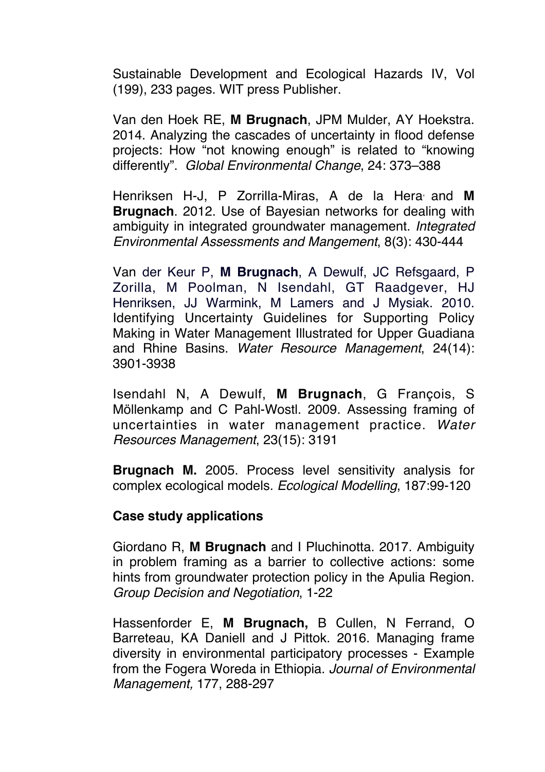Sustainable Development and Ecological Hazards IV, Vol (199), 233 pages. WIT press Publisher.

Van den Hoek RE, **M Brugnach**, JPM Mulder, AY Hoekstra. 2014. Analyzing the cascades of uncertainty in flood defense projects: How "not knowing enough" is related to "knowing differently". *Global Environmental Change*, 24: 373–388

Henriksen H-J, P Zorrilla-Miras, A de la Hera, and **M Brugnach**. 2012. Use of Bayesian networks for dealing with ambiguity in integrated groundwater management. *Integrated Environmental Assessments and Mangement*, 8(3): 430-444

Van der Keur P, **M Brugnach**, A Dewulf, JC Refsgaard, P Zorilla, M Poolman, N Isendahl, GT Raadgever, HJ Henriksen, JJ Warmink, M Lamers and J Mysiak. 2010. Identifying Uncertainty Guidelines for Supporting Policy Making in Water Management Illustrated for Upper Guadiana and Rhine Basins. *Water Resource Management*, 24(14): 3901-3938

Isendahl N, A Dewulf, **M Brugnach**, G François, S Möllenkamp and C Pahl-Wostl. 2009. Assessing framing of uncertainties in water management practice. *Water Resources Management*, 23(15): 3191

**Brugnach M.** 2005. Process level sensitivity analysis for complex ecological models. *Ecological Modelling*, 187:99-120

**Case study applications**

Giordano R, **M Brugnach** and I Pluchinotta. 2017. Ambiguity in problem framing as a barrier to collective actions: some hints from groundwater protection policy in the Apulia Region. *Group Decision and Negotiation*, 1-22

Hassenforder E, **M Brugnach,** B Cullen, N Ferrand, O Barreteau, KA Daniell and J Pittok. 2016. Managing frame diversity in environmental participatory processes - Example from the Fogera Woreda in Ethiopia. *Journal of Environmental Management,* 177, 288-297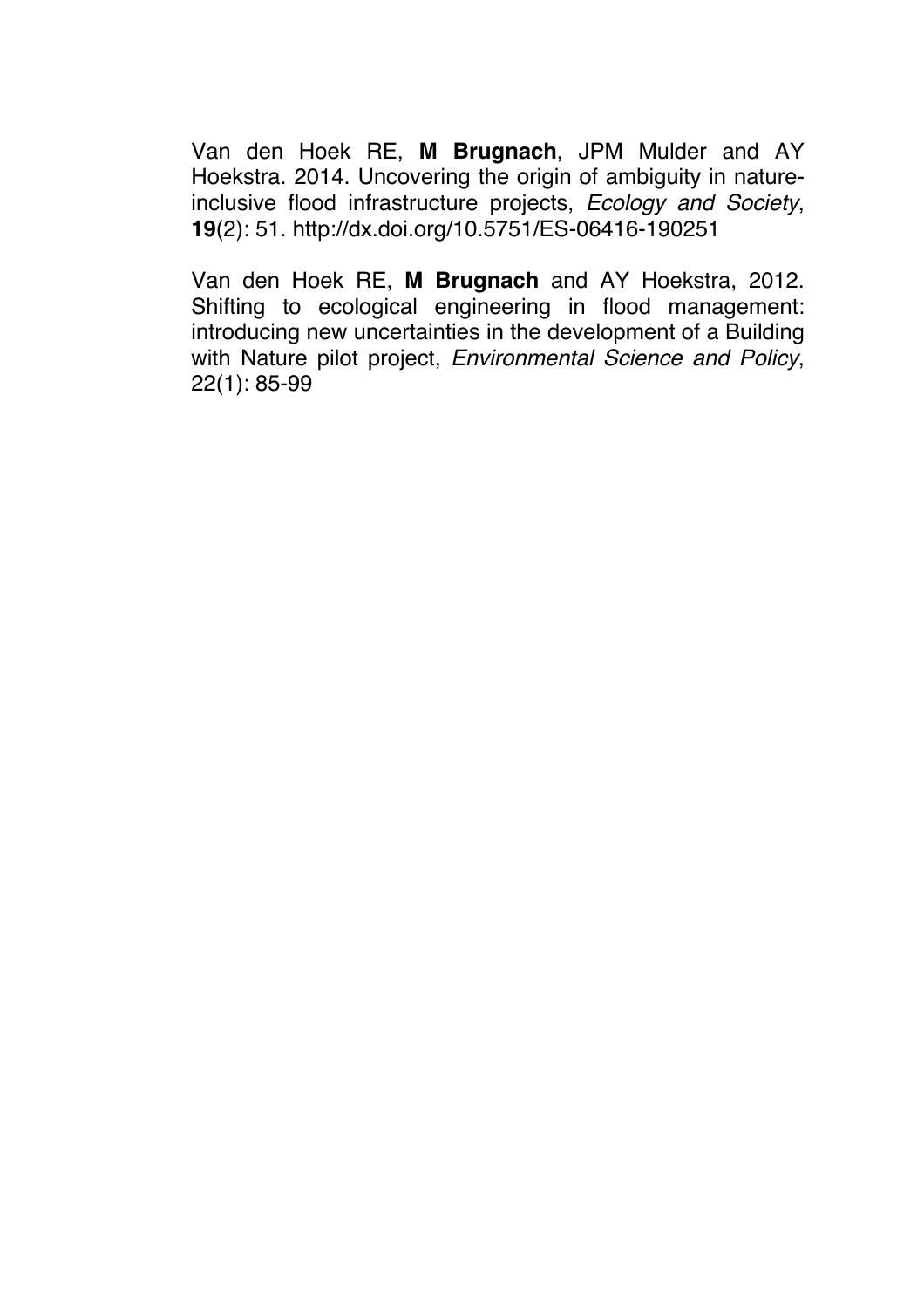Van den Hoek RE, **M Brugnach**, JPM Mulder and AY Hoekstra. 2014. Uncovering the origin of ambiguity in nature-inclusive flood infrastructure projects, *Ecology and Society*, **19**(2): 51. http://dx.doi.org/10.5751/ES-06416-190251

Van den Hoek RE, **M Brugnach** and AY Hoekstra, 2012. Shifting to ecological engineering in flood management: introducing new uncertainties in the development of a Building with Nature pilot project, *Environmental Science and Policy*, 22(1): 85-99